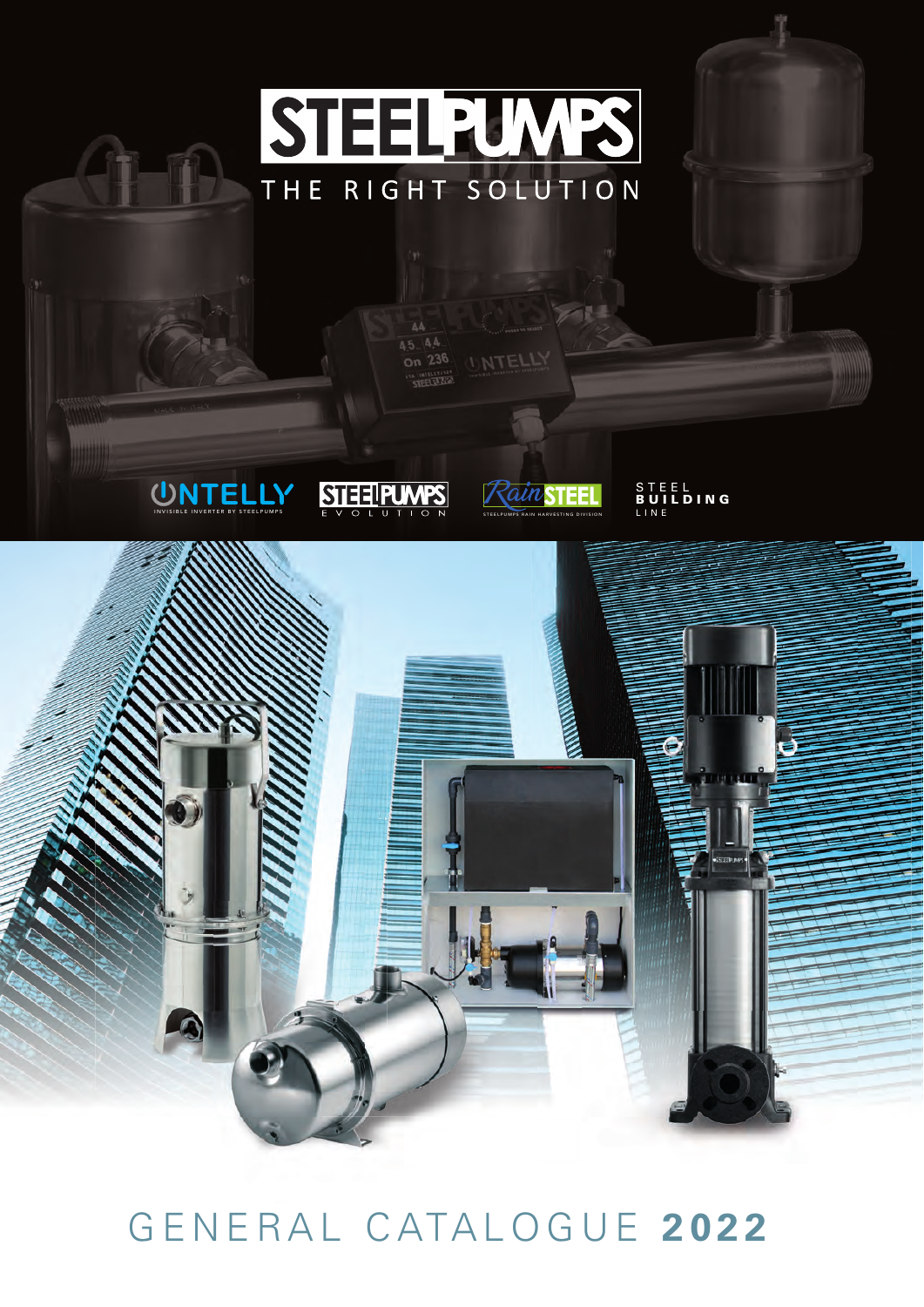# STEELPUMPS

THE RIGHT SOLUTION

ONTELLY — INVISIBLE INVERTER BY STEELPUMPS

STEELPUMPS EVOLUTION

RainSTEEL — STEELPUMPS RAIN HARVESTING DIVISION

STEEL BUILDING LINE

# GENERAL CATALOGUE **2022**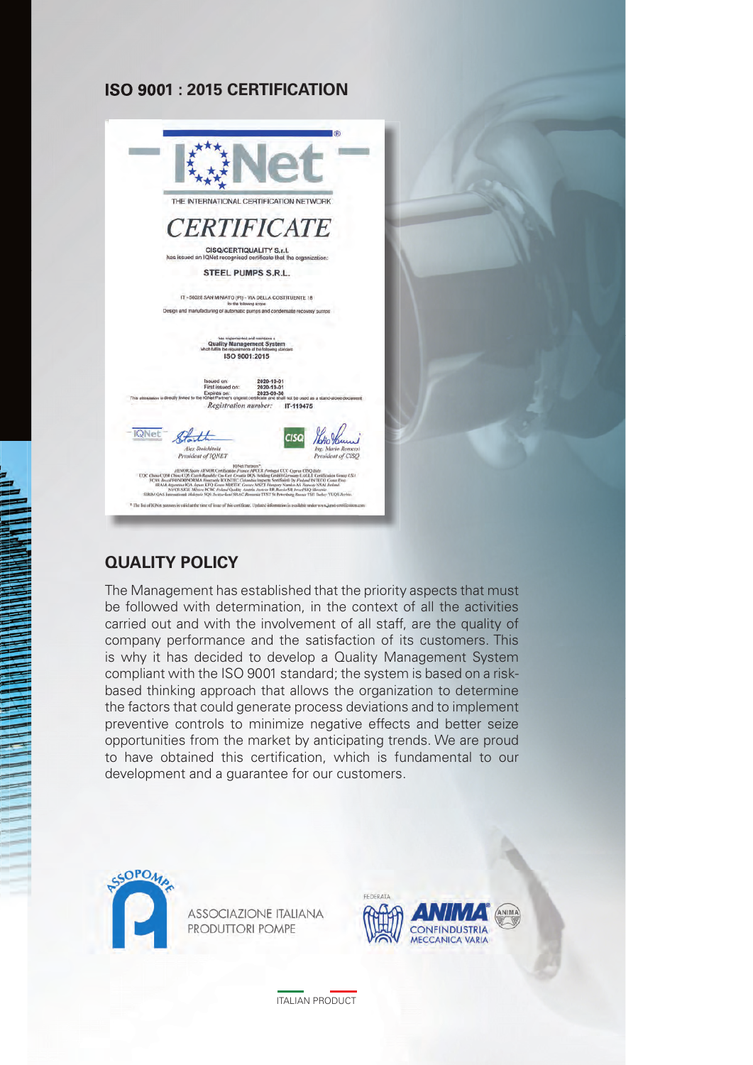## ISO 9001 : 2015 CERTIFICATION

IQNet

THE INTERNATIONAL CERTIFICATION NETWORK

# CERTIFICATE

CISQ/CERTIQUALITY S.r.l.
has issued an IQNet recognised certificate that the organization:

STEEL PUMPS S.R.L.

IT - 56028 SAN MINIATO (PI) - VIA DELLA COSTITUENTE 18
for the following scope
Design and manufacturing of automatic pumps and condensate recovery sumps

has implemented and maintains a
Quality Management System
which fulfills the requirements of the following standard
ISO 9001:2015

Issued on: 2020-10-01
First issued on: 2020-10-01
Expires on: 2023-09-30

This attestation is directly linked to the IQNet Partner's original certificate and shall not be used as a stand-alone document

*Registration number:* IT-119475

*Alex Stoichitoiu*
*President of IQNET*

*Ing. Mario Romersi*
*President of CISQ*

## QUALITY POLICY

The Management has established that the priority aspects that must be followed with determination, in the context of all the activities carried out and with the involvement of all staff, are the quality of company performance and the satisfaction of its customers. This is why it has decided to develop a Quality Management System compliant with the ISO 9001 standard; the system is based on a risk-based thinking approach that allows the organization to determine the factors that could generate process deviations and to implement preventive controls to minimize negative effects and better seize opportunities from the market by anticipating trends. We are proud to have obtained this certification, which is fundamental to our development and a guarantee for our customers.

ASSOPOMPE
ASSOCIAZIONE ITALIANA PRODUTTORI POMPE

FEDERATA
ANIMA
CONFINDUSTRIA MECCANICA VARIA

ITALIAN PRODUCT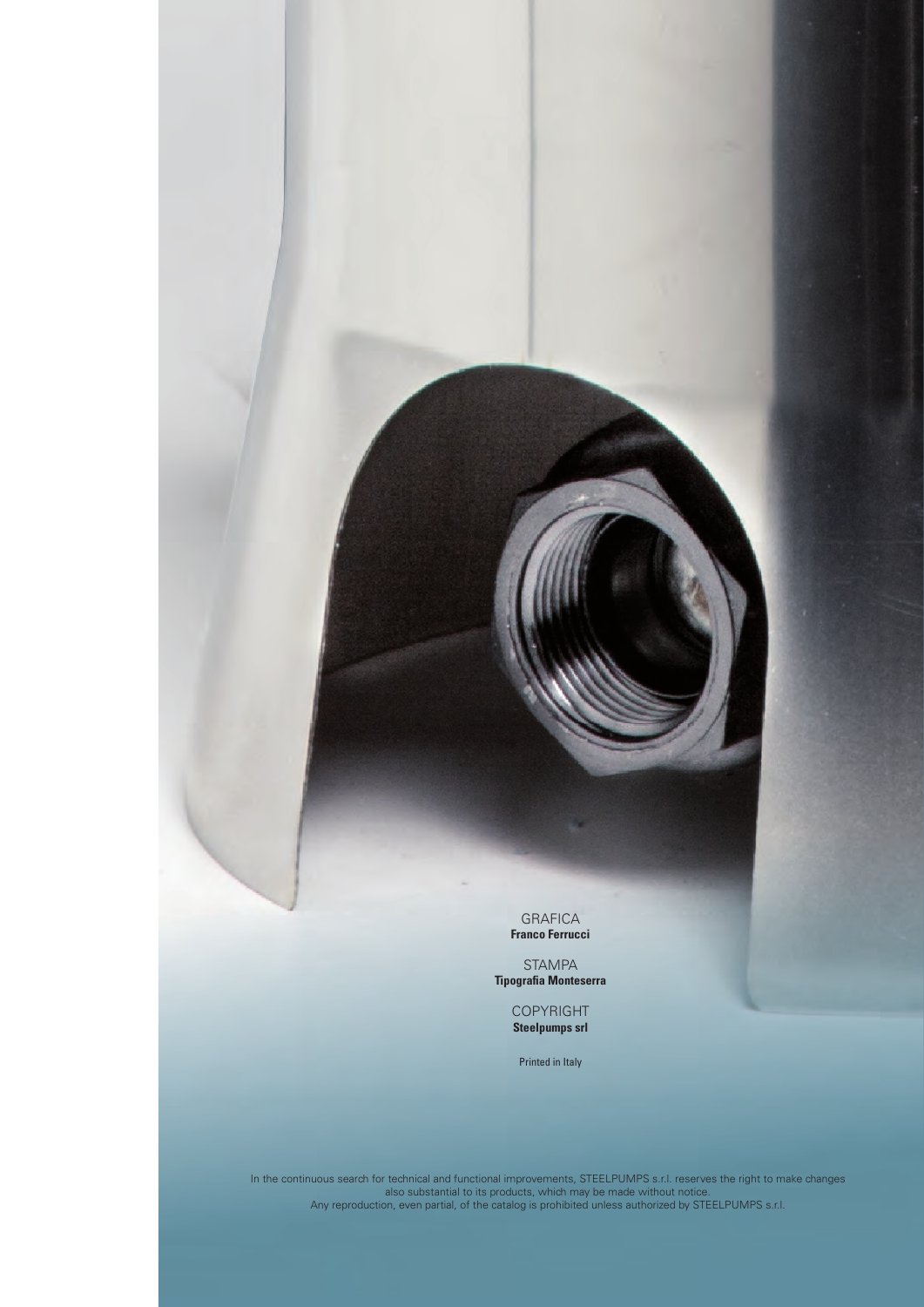GRAFICA
**Franco Ferrucci**

STAMPA
**Tipografia Monteserra**

COPYRIGHT
**Steelpumps srl**

Printed in Italy

In the continuous search for technical and functional improvements, STEELPUMPS s.r.l. reserves the right to make changes also substantial to its products, which may be made without notice.
Any reproduction, even partial, of the catalog is prohibited unless authorized by STEELPUMPS s.r.l.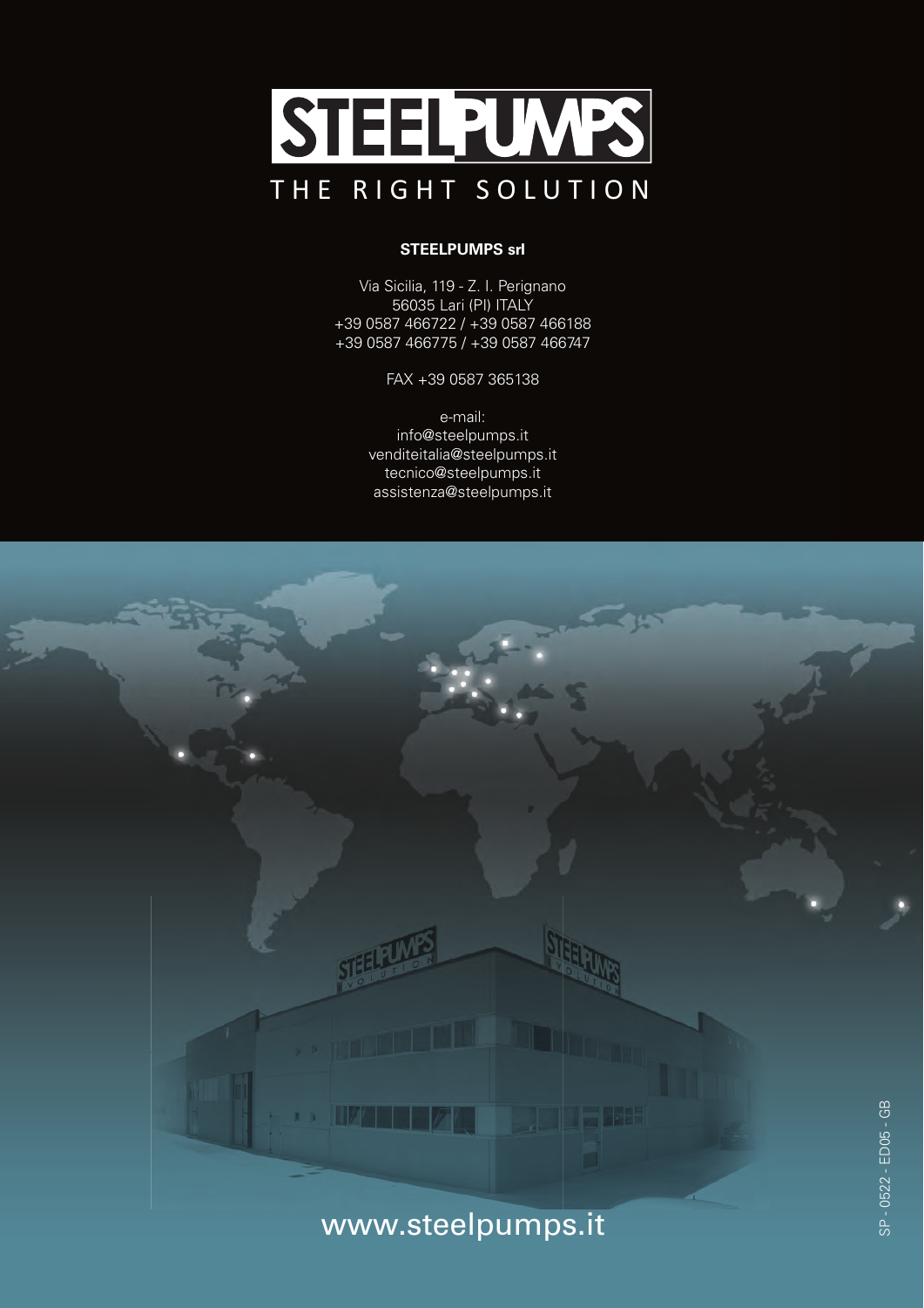# STEELPUMPS

THE RIGHT SOLUTION

**STEELPUMPS srl**

Via Sicilia, 119 - Z. I. Perignano
56035 Lari (PI) ITALY
+39 0587 466722 / +39 0587 466188
+39 0587 466775 / +39 0587 466747

FAX +39 0587 365138

e-mail:
info@steelpumps.it
venditeitalia@steelpumps.it
tecnico@steelpumps.it
assistenza@steelpumps.it

www.steelpumps.it

SP - 0522 - ED05 - GB